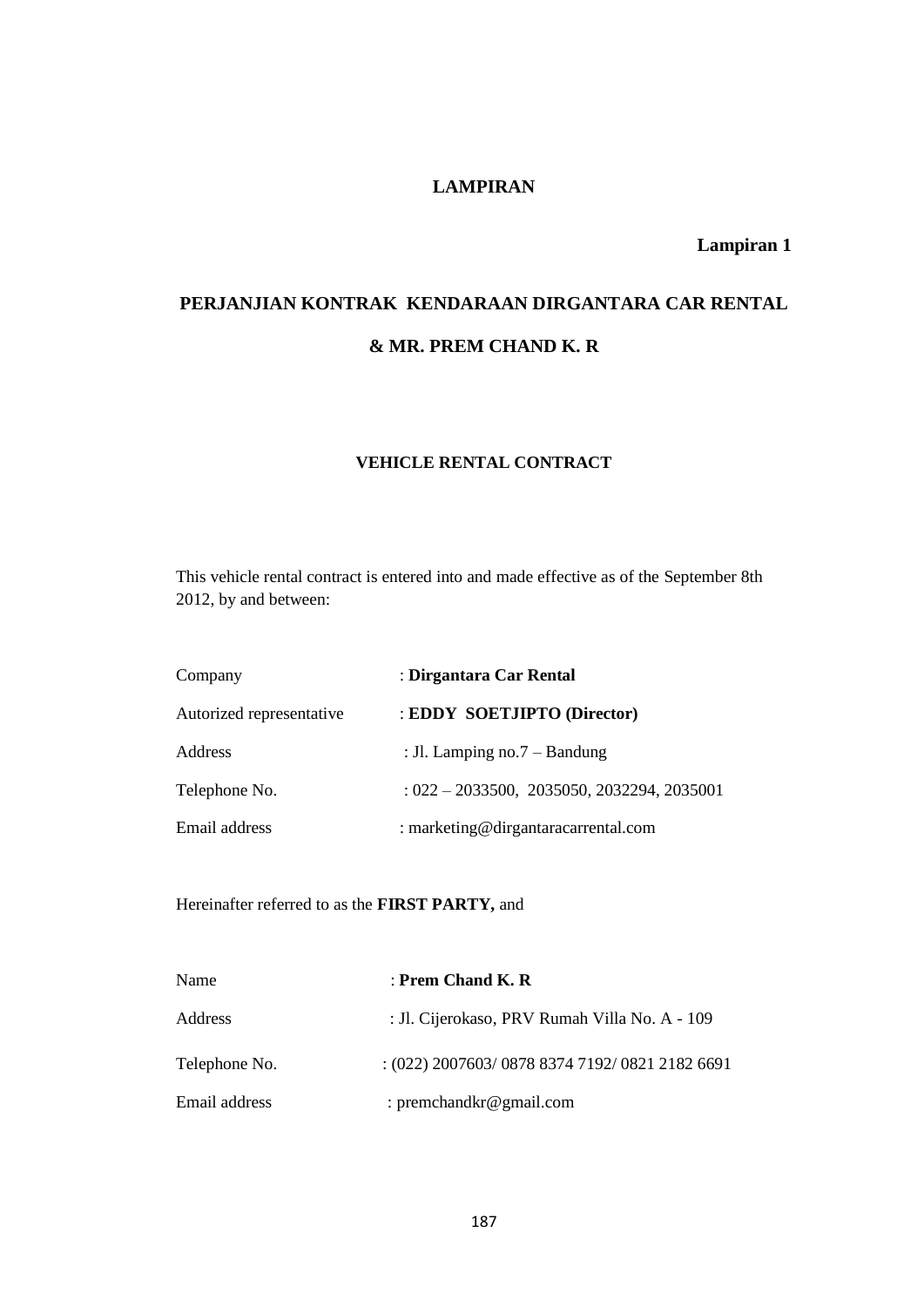# LAMPIRAN

**Lampiran 1**

## PERJANJIAN KONTRAK KENDARAAN DIRGANTARA CAR RENTAL & MR. PREM CHAND K. R

### VEHICLE RENTAL CONTRACT

This vehicle rental contract is entered into and made effective as of the September 8th 2012, by and between:

| | |
|---|---|
| Company | : **Dirgantara Car Rental** |
| Autorized representative | : **EDDY SOETJIPTO (Director)** |
| Address | : Jl. Lamping no.7 – Bandung |
| Telephone No. | : 022 – 2033500, 2035050, 2032294, 2035001 |
| Email address | : marketing@dirgantaracarrental.com |

Hereinafter referred to as the **FIRST PARTY,** and

| | |
|---|---|
| Name | : **Prem Chand K. R** |
| Address | : Jl. Cijerokaso, PRV Rumah Villa No. A - 109 |
| Telephone No. | : (022) 2007603/ 0878 8374 7192/ 0821 2182 6691 |
| Email address | : premchandkr@gmail.com |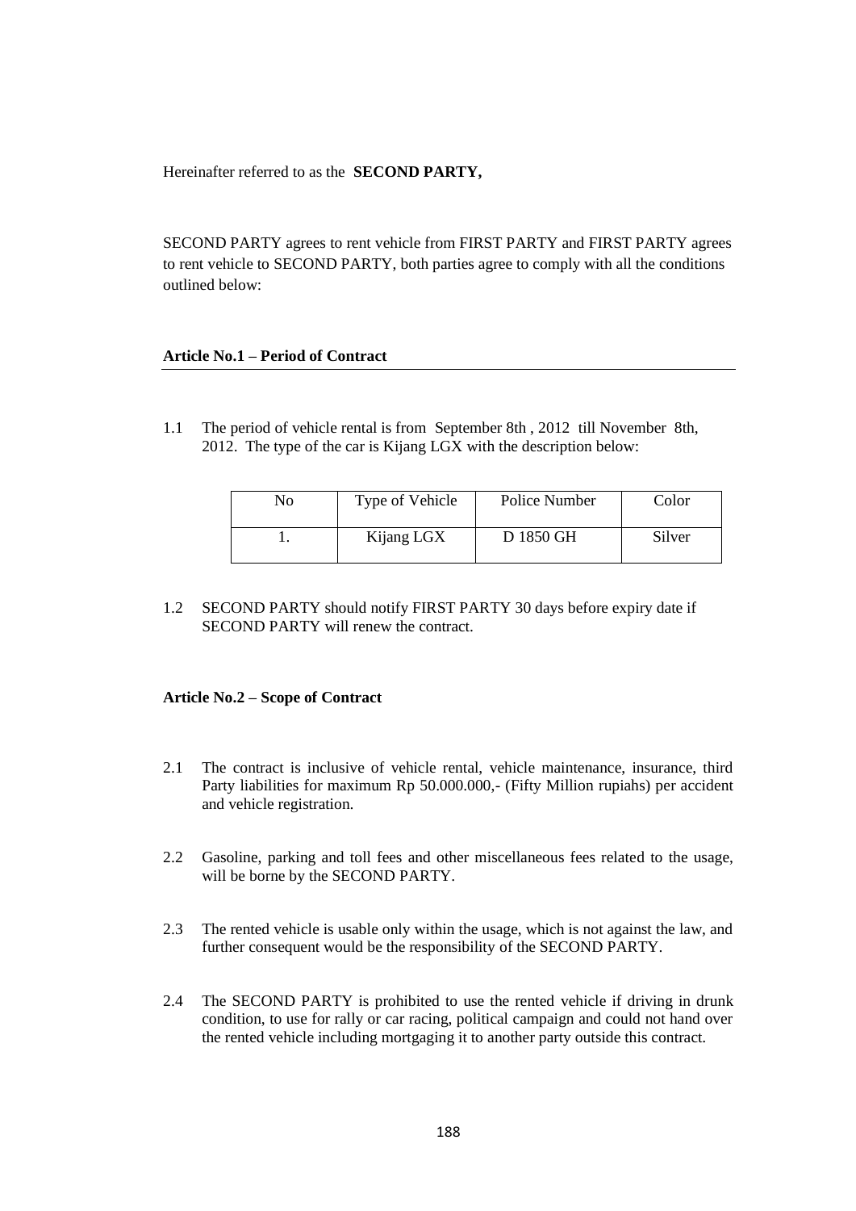Hereinafter referred to as the **SECOND PARTY,**

SECOND PARTY agrees to rent vehicle from FIRST PARTY and FIRST PARTY agrees to rent vehicle to SECOND PARTY, both parties agree to comply with all the conditions outlined below:

**Article No.1 – Period of Contract**

1.1 The period of vehicle rental is from September 8th , 2012 till November 8th, 2012. The type of the car is Kijang LGX with the description below:

| No | Type of Vehicle | Police Number | Color |
|---|---|---|---|
| 1. | Kijang LGX | D 1850 GH | Silver |

1.2 SECOND PARTY should notify FIRST PARTY 30 days before expiry date if SECOND PARTY will renew the contract.

**Article No.2 – Scope of Contract**

2.1 The contract is inclusive of vehicle rental, vehicle maintenance, insurance, third Party liabilities for maximum Rp 50.000.000,- (Fifty Million rupiahs) per accident and vehicle registration.

2.2 Gasoline, parking and toll fees and other miscellaneous fees related to the usage, will be borne by the SECOND PARTY.

2.3 The rented vehicle is usable only within the usage, which is not against the law, and further consequent would be the responsibility of the SECOND PARTY.

2.4 The SECOND PARTY is prohibited to use the rented vehicle if driving in drunk condition, to use for rally or car racing, political campaign and could not hand over the rented vehicle including mortgaging it to another party outside this contract.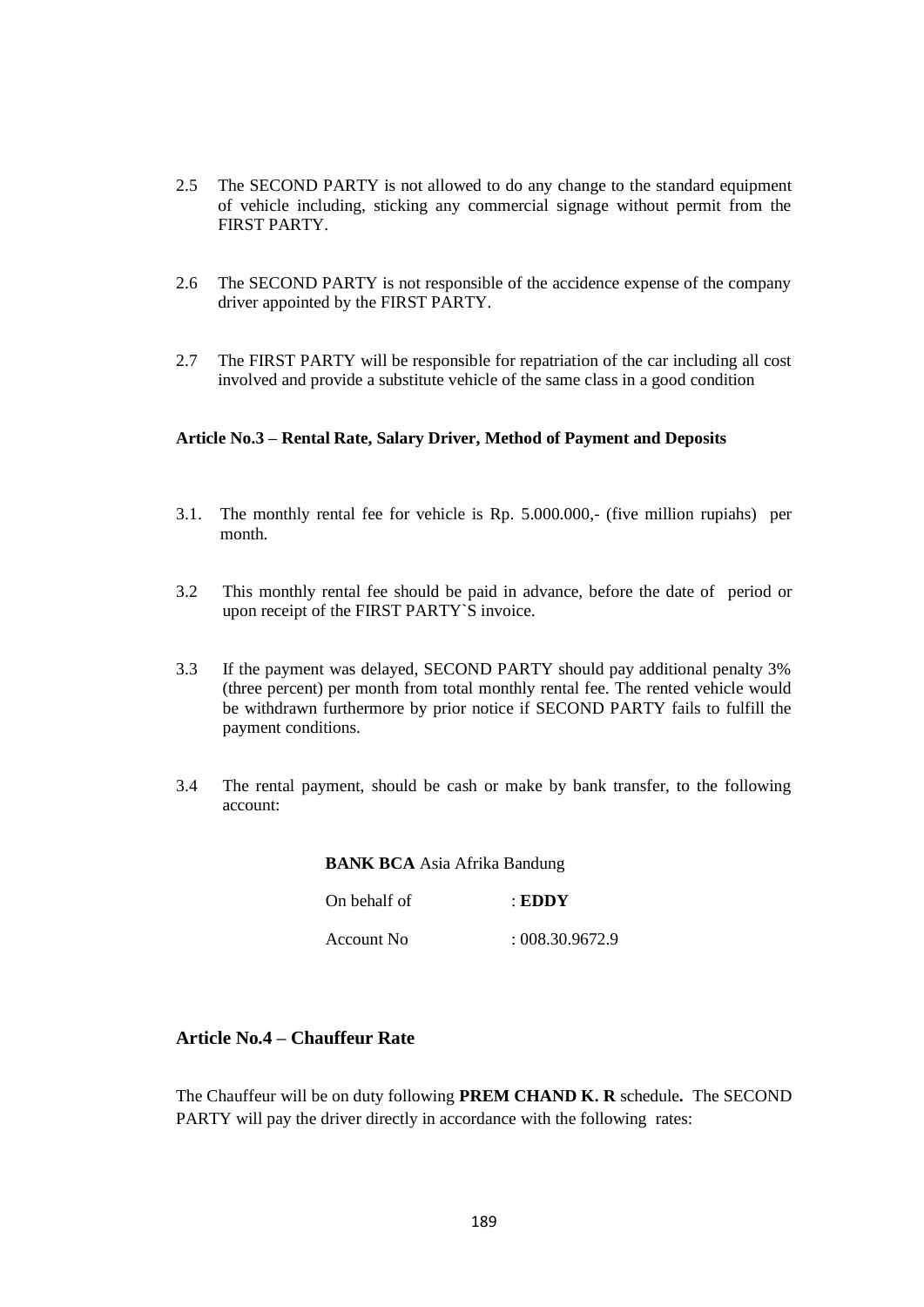2.5 The SECOND PARTY is not allowed to do any change to the standard equipment of vehicle including, sticking any commercial signage without permit from the FIRST PARTY.

2.6 The SECOND PARTY is not responsible of the accidence expense of the company driver appointed by the FIRST PARTY.

2.7 The FIRST PARTY will be responsible for repatriation of the car including all cost involved and provide a substitute vehicle of the same class in a good condition

**Article No.3 – Rental Rate, Salary Driver, Method of Payment and Deposits**

3.1. The monthly rental fee for vehicle is Rp. 5.000.000,- (five million rupiahs) per month.

3.2 This monthly rental fee should be paid in advance, before the date of period or upon receipt of the FIRST PARTY`S invoice.

3.3 If the payment was delayed, SECOND PARTY should pay additional penalty 3% (three percent) per month from total monthly rental fee. The rented vehicle would be withdrawn furthermore by prior notice if SECOND PARTY fails to fulfill the payment conditions.

3.4 The rental payment, should be cash or make by bank transfer, to the following account:

**BANK BCA** Asia Afrika Bandung

On behalf of : **EDDY**

Account No : 008.30.9672.9

## Article No.4 – Chauffeur Rate

The Chauffeur will be on duty following **PREM CHAND K. R** schedule**.** The SECOND PARTY will pay the driver directly in accordance with the following rates: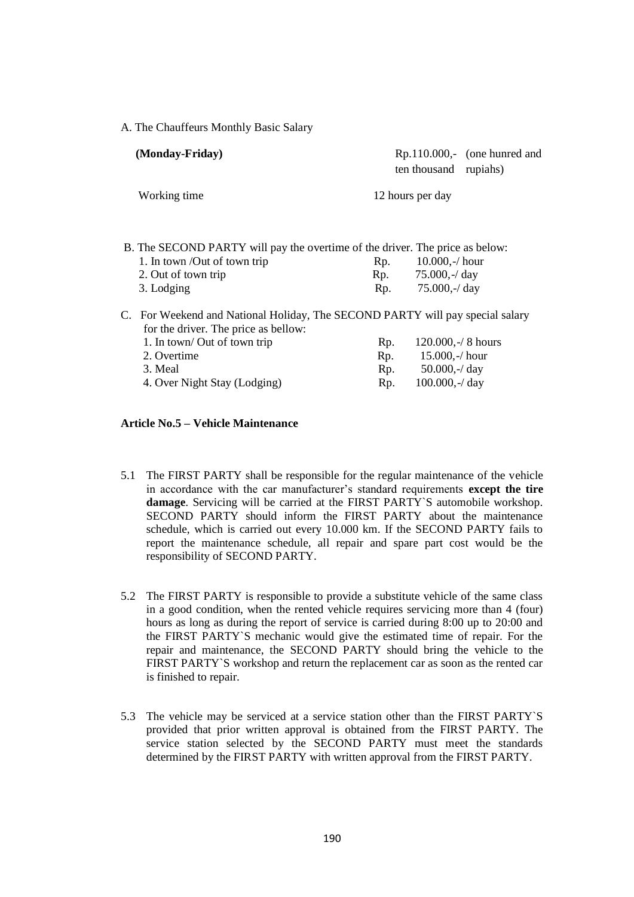A. The Chauffeurs Monthly Basic Salary

| | |
|---|---|
| **(Monday-Friday)** | Rp.110.000,- (one hunred and ten thousand rupiahs) |
| Working time | 12 hours per day |

B. The SECOND PARTY will pay the overtime of the driver. The price as below:

| | | |
|---|---|---|
| 1. In town /Out of town trip | Rp. | 10.000,-/ hour |
| 2. Out of town trip | Rp. | 75.000,-/ day |
| 3. Lodging | Rp. | 75.000,-/ day |

C. For Weekend and National Holiday, The SECOND PARTY will pay special salary for the driver. The price as bellow:

| | | |
|---|---|---|
| 1. In town/ Out of town trip | Rp. | 120.000,-/ 8 hours |
| 2. Overtime | Rp. | 15.000,-/ hour |
| 3. Meal | Rp. | 50.000,-/ day |
| 4. Over Night Stay (Lodging) | Rp. | 100.000,-/ day |

**Article No.5 – Vehicle Maintenance**

5.1 The FIRST PARTY shall be responsible for the regular maintenance of the vehicle in accordance with the car manufacturer's standard requirements **except the tire damage**. Servicing will be carried at the FIRST PARTY`S automobile workshop. SECOND PARTY should inform the FIRST PARTY about the maintenance schedule, which is carried out every 10.000 km. If the SECOND PARTY fails to report the maintenance schedule, all repair and spare part cost would be the responsibility of SECOND PARTY.

5.2 The FIRST PARTY is responsible to provide a substitute vehicle of the same class in a good condition, when the rented vehicle requires servicing more than 4 (four) hours as long as during the report of service is carried during 8:00 up to 20:00 and the FIRST PARTY`S mechanic would give the estimated time of repair. For the repair and maintenance, the SECOND PARTY should bring the vehicle to the FIRST PARTY`S workshop and return the replacement car as soon as the rented car is finished to repair.

5.3 The vehicle may be serviced at a service station other than the FIRST PARTY`S provided that prior written approval is obtained from the FIRST PARTY. The service station selected by the SECOND PARTY must meet the standards determined by the FIRST PARTY with written approval from the FIRST PARTY.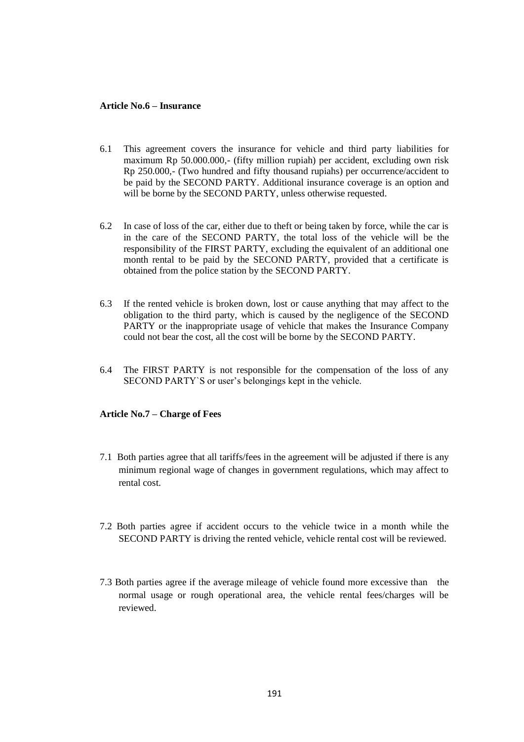**Article No.6 – Insurance**

6.1 This agreement covers the insurance for vehicle and third party liabilities for maximum Rp 50.000.000,- (fifty million rupiah) per accident, excluding own risk Rp 250.000,- (Two hundred and fifty thousand rupiahs) per occurrence/accident to be paid by the SECOND PARTY. Additional insurance coverage is an option and will be borne by the SECOND PARTY, unless otherwise requested.

6.2 In case of loss of the car, either due to theft or being taken by force, while the car is in the care of the SECOND PARTY, the total loss of the vehicle will be the responsibility of the FIRST PARTY, excluding the equivalent of an additional one month rental to be paid by the SECOND PARTY, provided that a certificate is obtained from the police station by the SECOND PARTY.

6.3 If the rented vehicle is broken down, lost or cause anything that may affect to the obligation to the third party, which is caused by the negligence of the SECOND PARTY or the inappropriate usage of vehicle that makes the Insurance Company could not bear the cost, all the cost will be borne by the SECOND PARTY.

6.4 The FIRST PARTY is not responsible for the compensation of the loss of any SECOND PARTY`S or user's belongings kept in the vehicle.

**Article No.7 – Charge of Fees**

7.1 Both parties agree that all tariffs/fees in the agreement will be adjusted if there is any minimum regional wage of changes in government regulations, which may affect to rental cost.

7.2 Both parties agree if accident occurs to the vehicle twice in a month while the SECOND PARTY is driving the rented vehicle, vehicle rental cost will be reviewed.

7.3 Both parties agree if the average mileage of vehicle found more excessive than the normal usage or rough operational area, the vehicle rental fees/charges will be reviewed.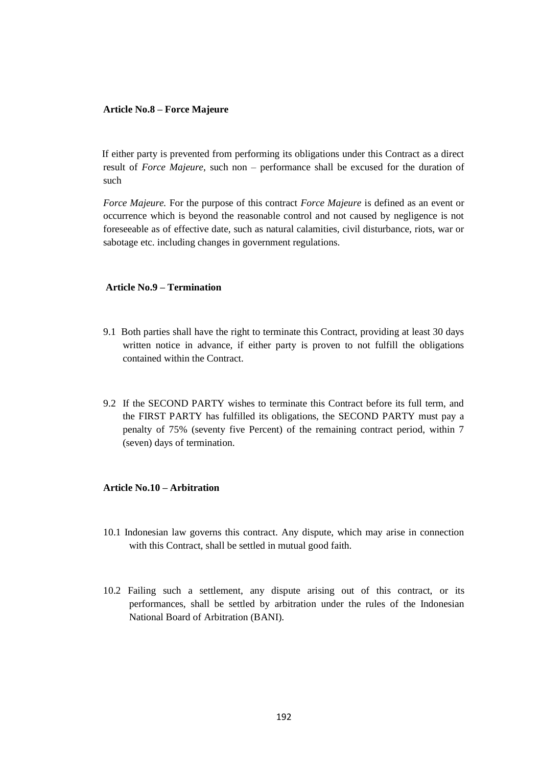**Article No.8 – Force Majeure**

If either party is prevented from performing its obligations under this Contract as a direct result of *Force Majeure*, such non – performance shall be excused for the duration of such

*Force Majeure.* For the purpose of this contract *Force Majeure* is defined as an event or occurrence which is beyond the reasonable control and not caused by negligence is not foreseeable as of effective date, such as natural calamities, civil disturbance, riots, war or sabotage etc. including changes in government regulations.

**Article No.9 – Termination**

9.1 Both parties shall have the right to terminate this Contract, providing at least 30 days written notice in advance, if either party is proven to not fulfill the obligations contained within the Contract.

9.2 If the SECOND PARTY wishes to terminate this Contract before its full term, and the FIRST PARTY has fulfilled its obligations, the SECOND PARTY must pay a penalty of 75% (seventy five Percent) of the remaining contract period, within 7 (seven) days of termination.

**Article No.10 – Arbitration**

10.1 Indonesian law governs this contract. Any dispute, which may arise in connection with this Contract, shall be settled in mutual good faith.

10.2 Failing such a settlement, any dispute arising out of this contract, or its performances, shall be settled by arbitration under the rules of the Indonesian National Board of Arbitration (BANI).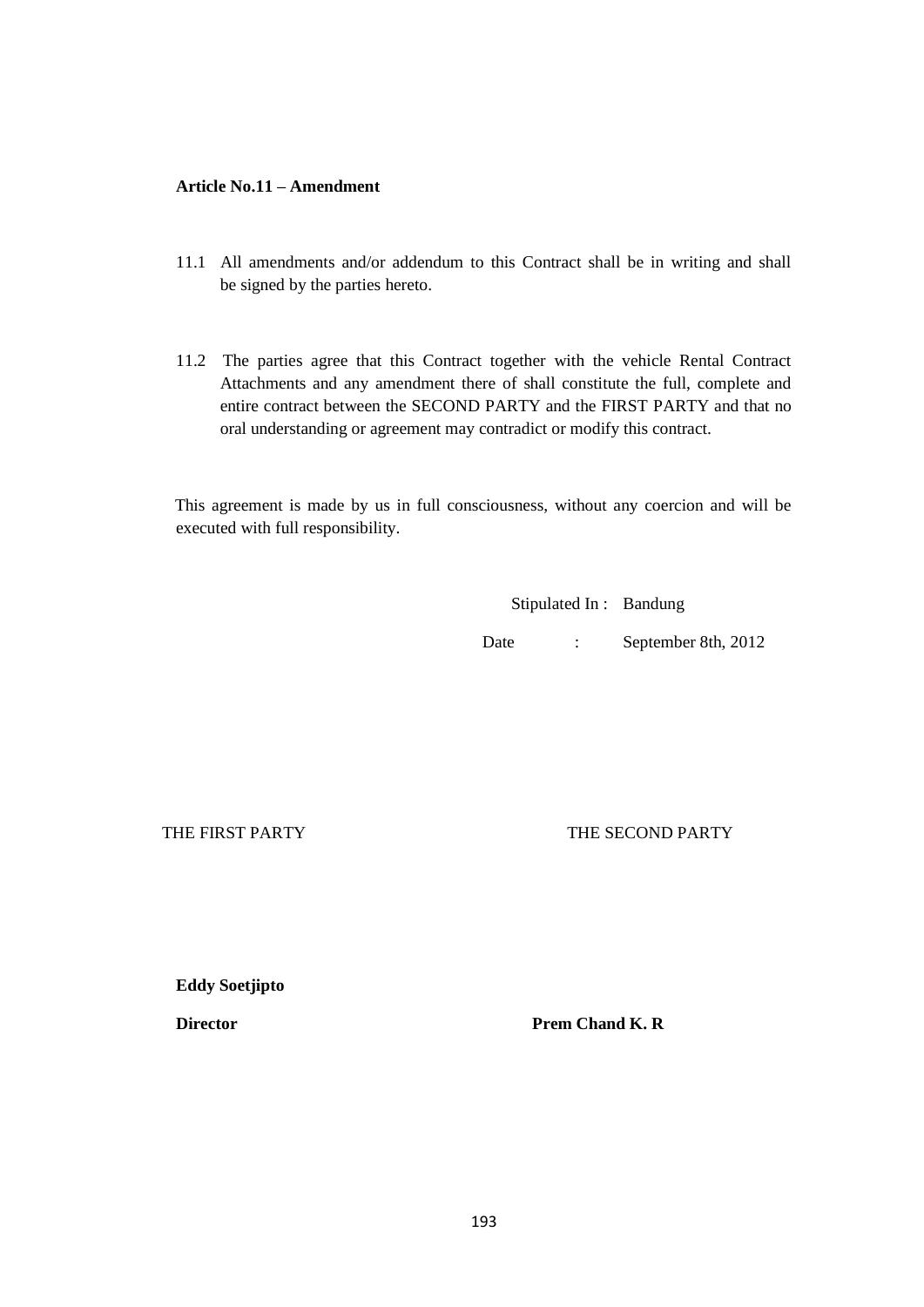**Article No.11 – Amendment**

11.1 All amendments and/or addendum to this Contract shall be in writing and shall be signed by the parties hereto.

11.2 The parties agree that this Contract together with the vehicle Rental Contract Attachments and any amendment there of shall constitute the full, complete and entire contract between the SECOND PARTY and the FIRST PARTY and that no oral understanding or agreement may contradict or modify this contract.

This agreement is made by us in full consciousness, without any coercion and will be executed with full responsibility.

Stipulated In : Bandung

Date : September 8th, 2012

| THE FIRST PARTY | THE SECOND PARTY |
| --- | --- |
| **Eddy Soetjipto** | |
| **Director** | **Prem Chand K. R** |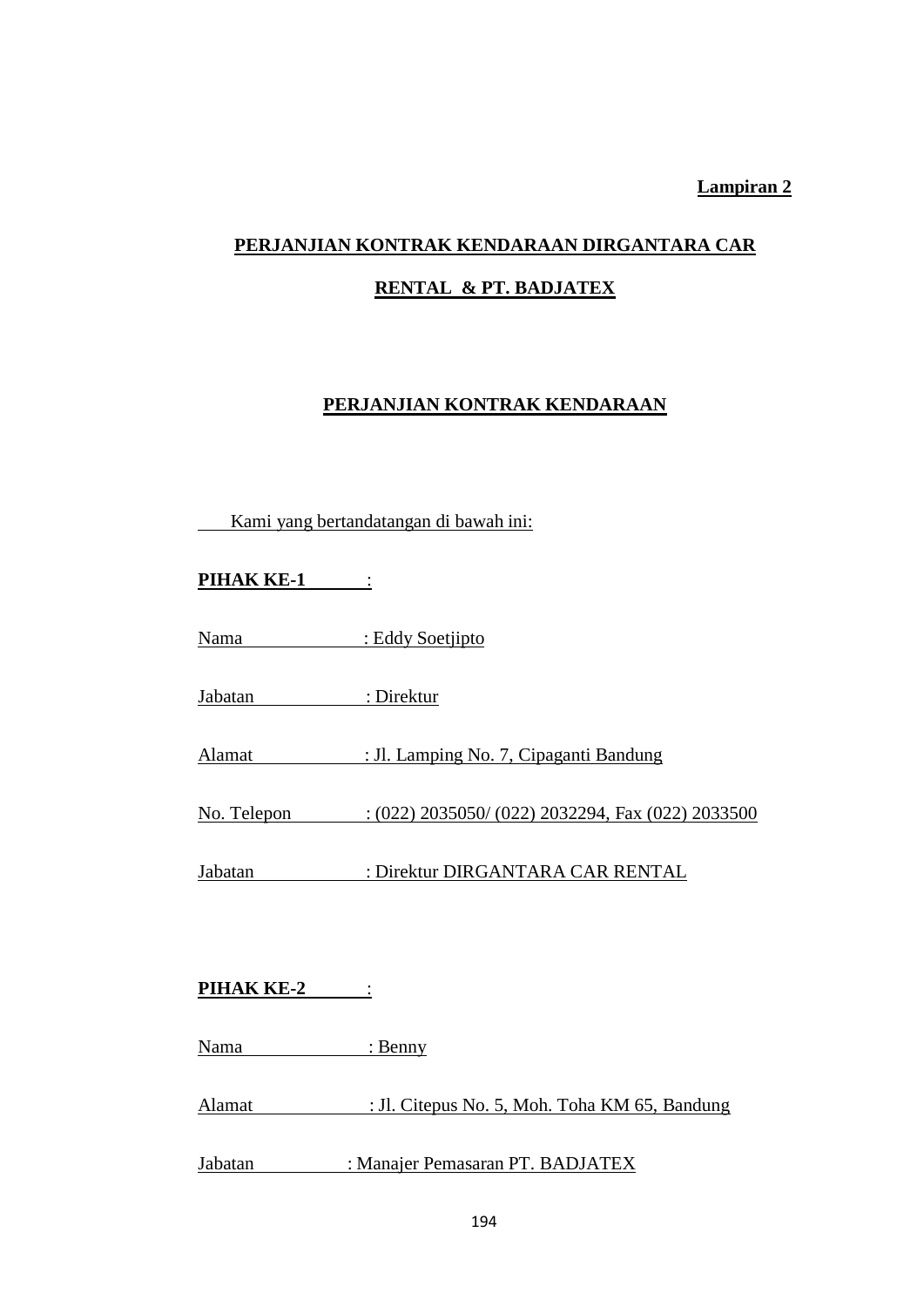**Lampiran 2**

**PERJANJIAN KONTRAK KENDARAAN DIRGANTARA CAR RENTAL & PT. BADJATEX**

**PERJANJIAN KONTRAK KENDARAAN**

Kami yang bertandatangan di bawah ini:

**PIHAK KE-1** :

Nama : Eddy Soetjipto

Jabatan : Direktur

Alamat : Jl. Lamping No. 7, Cipaganti Bandung

No. Telepon : (022) 2035050/ (022) 2032294, Fax (022) 2033500

Jabatan : Direktur DIRGANTARA CAR RENTAL

**PIHAK KE-2** :

Nama : Benny

Alamat : Jl. Citepus No. 5, Moh. Toha KM 65, Bandung

Jabatan : Manajer Pemasaran PT. BADJATEX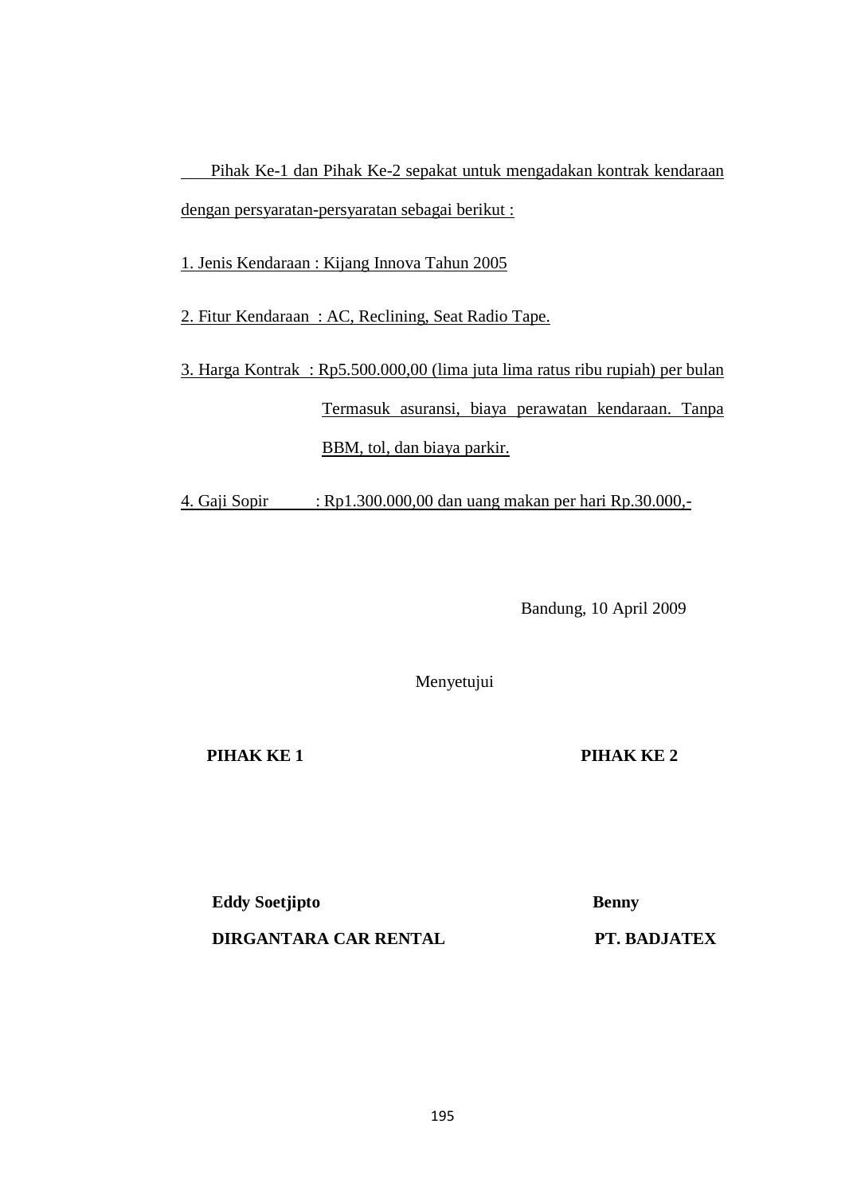Pihak Ke-1 dan Pihak Ke-2 sepakat untuk mengadakan kontrak kendaraan dengan persyaratan-persyaratan sebagai berikut :

1. Jenis Kendaraan : Kijang Innova Tahun 2005

2. Fitur Kendaraan : AC, Reclining, Seat Radio Tape.

3. Harga Kontrak : Rp5.500.000,00 (lima juta lima ratus ribu rupiah) per bulan Termasuk asuransi, biaya perawatan kendaraan. Tanpa BBM, tol, dan biaya parkir.

4. Gaji Sopir : Rp1.300.000,00 dan uang makan per hari Rp.30.000,-

Bandung, 10 April 2009

Menyetujui

| **PIHAK KE 1** | **PIHAK KE 2** |
|---|---|
| **Eddy Soetjipto** | **Benny** |
| **DIRGANTARA CAR RENTAL** | **PT. BADJATEX** |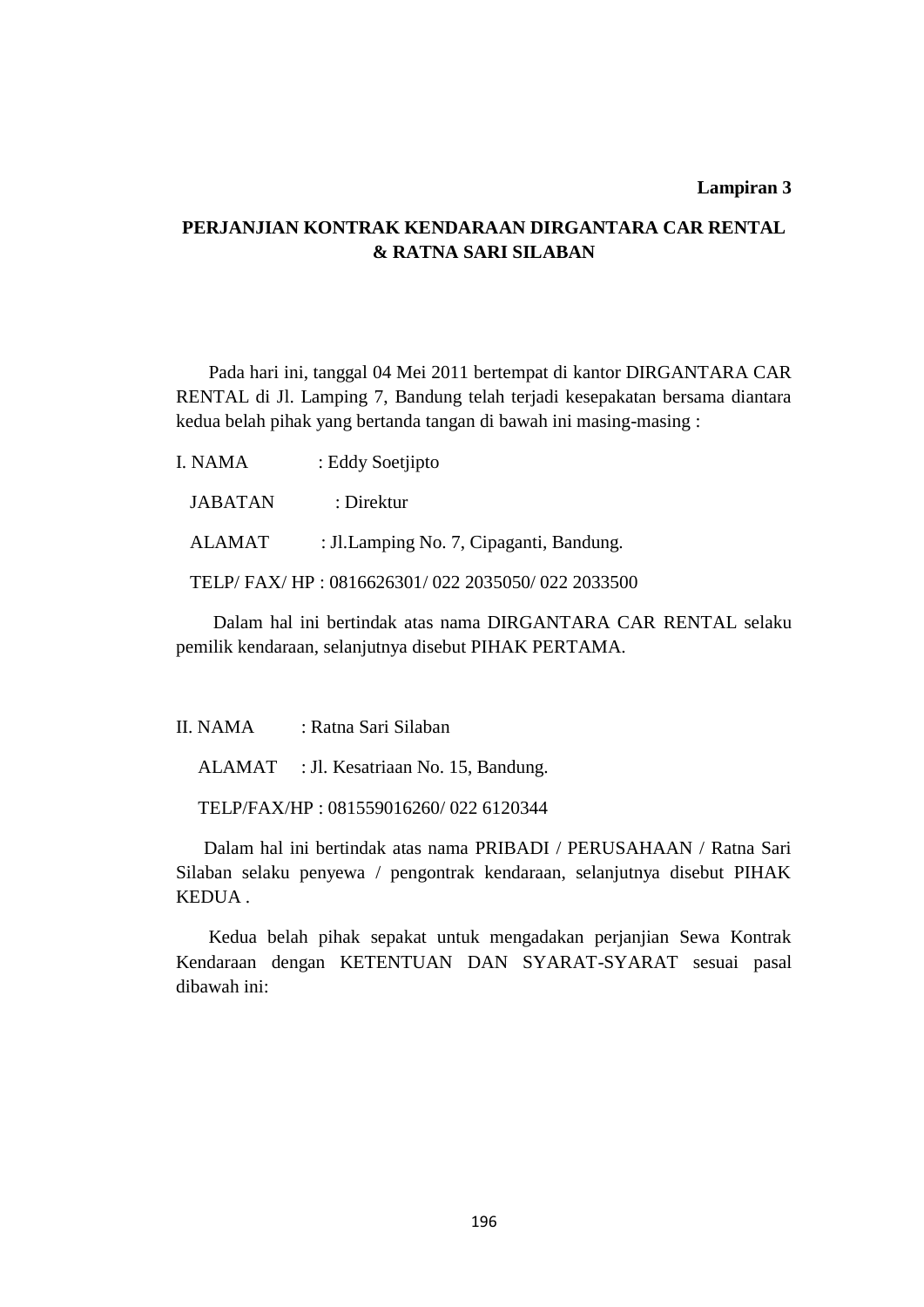**Lampiran 3**

**PERJANJIAN KONTRAK KENDARAAN DIRGANTARA CAR RENTAL & RATNA SARI SILABAN**

Pada hari ini, tanggal 04 Mei 2011 bertempat di kantor DIRGANTARA CAR RENTAL di Jl. Lamping 7, Bandung telah terjadi kesepakatan bersama diantara kedua belah pihak yang bertanda tangan di bawah ini masing-masing :

I. NAMA : Eddy Soetjipto

JABATAN : Direktur

ALAMAT : Jl.Lamping No. 7, Cipaganti, Bandung.

TELP/ FAX/ HP : 0816626301/ 022 2035050/ 022 2033500

Dalam hal ini bertindak atas nama DIRGANTARA CAR RENTAL selaku pemilik kendaraan, selanjutnya disebut PIHAK PERTAMA.

II. NAMA : Ratna Sari Silaban

ALAMAT : Jl. Kesatriaan No. 15, Bandung.

TELP/FAX/HP : 081559016260/ 022 6120344

Dalam hal ini bertindak atas nama PRIBADI / PERUSAHAAN / Ratna Sari Silaban selaku penyewa / pengontrak kendaraan, selanjutnya disebut PIHAK KEDUA .

Kedua belah pihak sepakat untuk mengadakan perjanjian Sewa Kontrak Kendaraan dengan KETENTUAN DAN SYARAT-SYARAT sesuai pasal dibawah ini: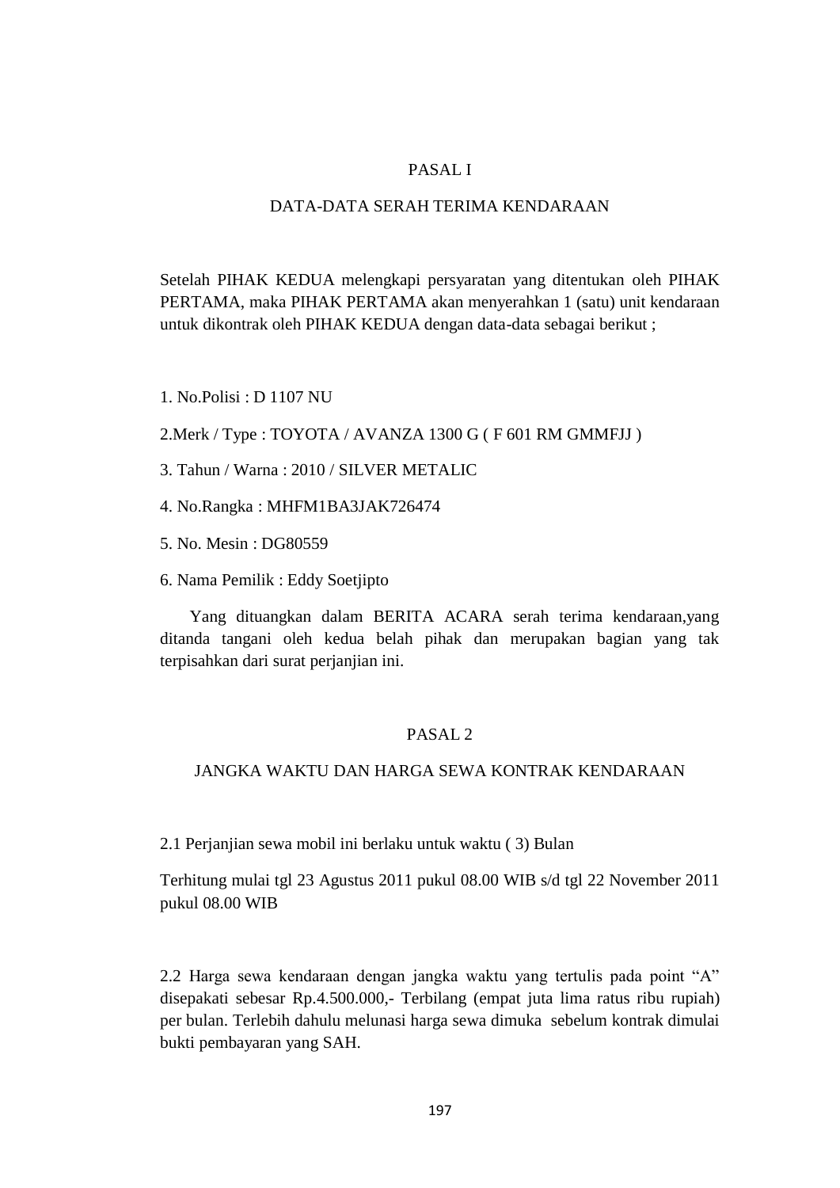## PASAL I

## DATA-DATA SERAH TERIMA KENDARAAN

Setelah PIHAK KEDUA melengkapi persyaratan yang ditentukan oleh PIHAK PERTAMA, maka PIHAK PERTAMA akan menyerahkan 1 (satu) unit kendaraan untuk dikontrak oleh PIHAK KEDUA dengan data-data sebagai berikut ;

1. No.Polisi : D 1107 NU

2.Merk / Type : TOYOTA / AVANZA 1300 G ( F 601 RM GMMFJJ )

3. Tahun / Warna : 2010 / SILVER METALIC

4. No.Rangka : MHFM1BA3JAK726474

5. No. Mesin : DG80559

6. Nama Pemilik : Eddy Soetjipto

Yang dituangkan dalam BERITA ACARA serah terima kendaraan,yang ditanda tangani oleh kedua belah pihak dan merupakan bagian yang tak terpisahkan dari surat perjanjian ini.

## PASAL 2

## JANGKA WAKTU DAN HARGA SEWA KONTRAK KENDARAAN

2.1 Perjanjian sewa mobil ini berlaku untuk waktu ( 3) Bulan

Terhitung mulai tgl 23 Agustus 2011 pukul 08.00 WIB s/d tgl 22 November 2011 pukul 08.00 WIB

2.2 Harga sewa kendaraan dengan jangka waktu yang tertulis pada point "A" disepakati sebesar Rp.4.500.000,- Terbilang (empat juta lima ratus ribu rupiah) per bulan. Terlebih dahulu melunasi harga sewa dimuka sebelum kontrak dimulai bukti pembayaran yang SAH.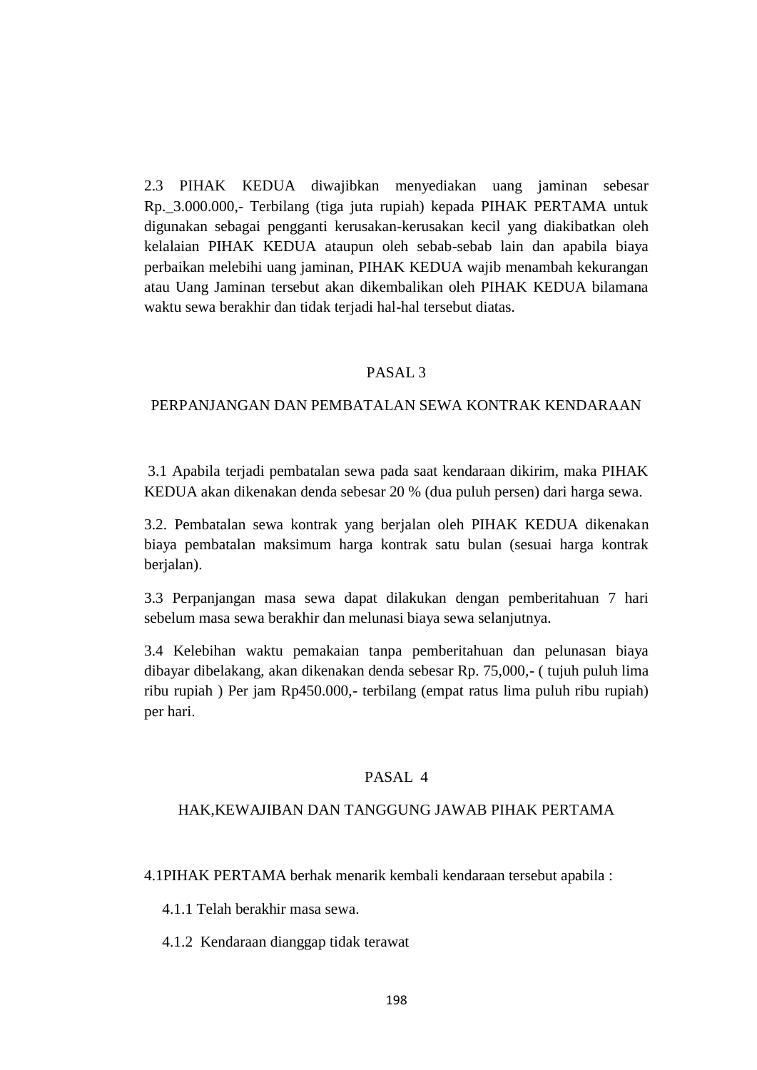2.3 PIHAK KEDUA diwajibkan menyediakan uang jaminan sebesar Rp._3.000.000,- Terbilang (tiga juta rupiah) kepada PIHAK PERTAMA untuk digunakan sebagai pengganti kerusakan-kerusakan kecil yang diakibatkan oleh kelalaian PIHAK KEDUA ataupun oleh sebab-sebab lain dan apabila biaya perbaikan melebihi uang jaminan, PIHAK KEDUA wajib menambah kekurangan atau Uang Jaminan tersebut akan dikembalikan oleh PIHAK KEDUA bilamana waktu sewa berakhir dan tidak terjadi hal-hal tersebut diatas.

## PASAL 3

## PERPANJANGAN DAN PEMBATALAN SEWA KONTRAK KENDARAAN

3.1 Apabila terjadi pembatalan sewa pada saat kendaraan dikirim, maka PIHAK KEDUA akan dikenakan denda sebesar 20 % (dua puluh persen) dari harga sewa.

3.2. Pembatalan sewa kontrak yang berjalan oleh PIHAK KEDUA dikenakan biaya pembatalan maksimum harga kontrak satu bulan (sesuai harga kontrak berjalan).

3.3 Perpanjangan masa sewa dapat dilakukan dengan pemberitahuan 7 hari sebelum masa sewa berakhir dan melunasi biaya sewa selanjutnya.

3.4 Kelebihan waktu pemakaian tanpa pemberitahuan dan pelunasan biaya dibayar dibelakang, akan dikenakan denda sebesar Rp. 75,000,- ( tujuh puluh lima ribu rupiah ) Per jam Rp450.000,- terbilang (empat ratus lima puluh ribu rupiah) per hari.

## PASAL 4

## HAK,KEWAJIBAN DAN TANGGUNG JAWAB PIHAK PERTAMA

4.1PIHAK PERTAMA berhak menarik kembali kendaraan tersebut apabila :

4.1.1 Telah berakhir masa sewa.

4.1.2 Kendaraan dianggap tidak terawat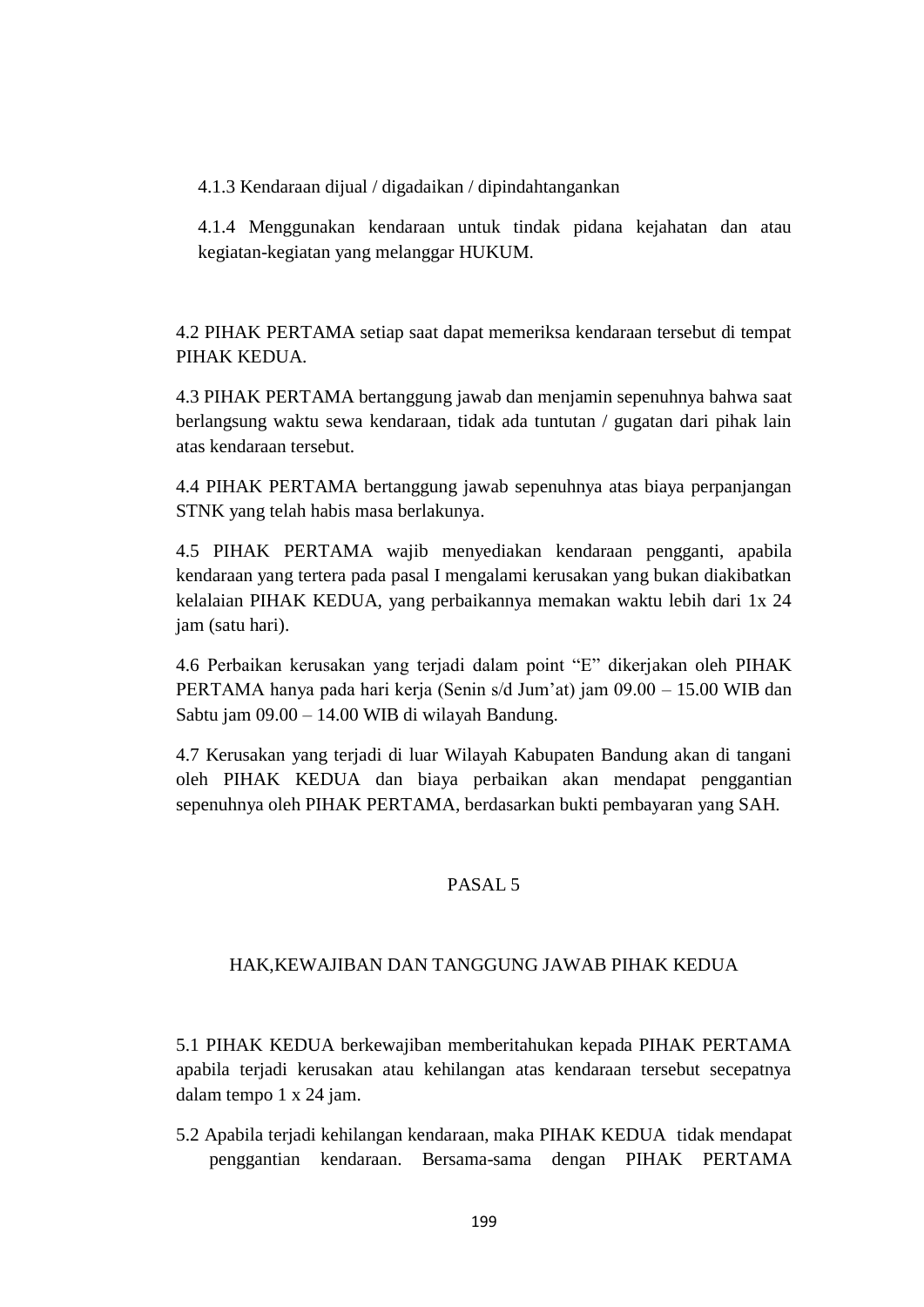4.1.3 Kendaraan dijual / digadaikan / dipindahtangankan

4.1.4 Menggunakan kendaraan untuk tindak pidana kejahatan dan atau kegiatan-kegiatan yang melanggar HUKUM.

4.2 PIHAK PERTAMA setiap saat dapat memeriksa kendaraan tersebut di tempat PIHAK KEDUA.

4.3 PIHAK PERTAMA bertanggung jawab dan menjamin sepenuhnya bahwa saat berlangsung waktu sewa kendaraan, tidak ada tuntutan / gugatan dari pihak lain atas kendaraan tersebut.

4.4 PIHAK PERTAMA bertanggung jawab sepenuhnya atas biaya perpanjangan STNK yang telah habis masa berlakunya.

4.5 PIHAK PERTAMA wajib menyediakan kendaraan pengganti, apabila kendaraan yang tertera pada pasal I mengalami kerusakan yang bukan diakibatkan kelalaian PIHAK KEDUA, yang perbaikannya memakan waktu lebih dari 1x 24 jam (satu hari).

4.6 Perbaikan kerusakan yang terjadi dalam point "E" dikerjakan oleh PIHAK PERTAMA hanya pada hari kerja (Senin s/d Jum'at) jam 09.00 – 15.00 WIB dan Sabtu jam 09.00 – 14.00 WIB di wilayah Bandung.

4.7 Kerusakan yang terjadi di luar Wilayah Kabupaten Bandung akan di tangani oleh PIHAK KEDUA dan biaya perbaikan akan mendapat penggantian sepenuhnya oleh PIHAK PERTAMA, berdasarkan bukti pembayaran yang SAH.

## PASAL 5

## HAK,KEWAJIBAN DAN TANGGUNG JAWAB PIHAK KEDUA

5.1 PIHAK KEDUA berkewajiban memberitahukan kepada PIHAK PERTAMA apabila terjadi kerusakan atau kehilangan atas kendaraan tersebut secepatnya dalam tempo 1 x 24 jam.

5.2 Apabila terjadi kehilangan kendaraan, maka PIHAK KEDUA tidak mendapat penggantian kendaraan. Bersama-sama dengan PIHAK PERTAMA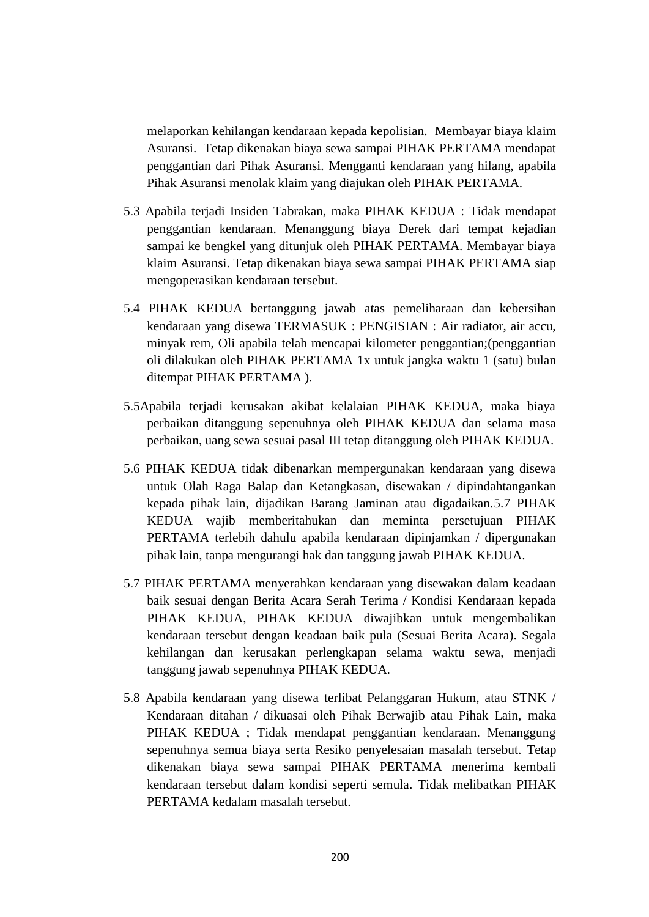melaporkan kehilangan kendaraan kepada kepolisian.  Membayar biaya klaim Asuransi.  Tetap dikenakan biaya sewa sampai PIHAK PERTAMA mendapat penggantian dari Pihak Asuransi. Mengganti kendaraan yang hilang, apabila Pihak Asuransi menolak klaim yang diajukan oleh PIHAK PERTAMA.

5.3 Apabila terjadi Insiden Tabrakan, maka PIHAK KEDUA : Tidak mendapat penggantian kendaraan. Menanggung biaya Derek dari tempat kejadian sampai ke bengkel yang ditunjuk oleh PIHAK PERTAMA. Membayar biaya klaim Asuransi. Tetap dikenakan biaya sewa sampai PIHAK PERTAMA siap mengoperasikan kendaraan tersebut.

5.4 PIHAK KEDUA bertanggung jawab atas pemeliharaan dan kebersihan kendaraan yang disewa TERMASUK : PENGISIAN : Air radiator, air accu, minyak rem, Oli apabila telah mencapai kilometer penggantian;(penggantian oli dilakukan oleh PIHAK PERTAMA 1x untuk jangka waktu 1 (satu) bulan ditempat PIHAK PERTAMA ).

5.5Apabila terjadi kerusakan akibat kelalaian PIHAK KEDUA, maka biaya perbaikan ditanggung sepenuhnya oleh PIHAK KEDUA dan selama masa perbaikan, uang sewa sesuai pasal III tetap ditanggung oleh PIHAK KEDUA.

5.6 PIHAK KEDUA tidak dibenarkan mempergunakan kendaraan yang disewa untuk Olah Raga Balap dan Ketangkasan, disewakan / dipindahtangankan kepada pihak lain, dijadikan Barang Jaminan atau digadaikan.5.7 PIHAK KEDUA wajib memberitahukan dan meminta persetujuan PIHAK PERTAMA terlebih dahulu apabila kendaraan dipinjamkan / dipergunakan pihak lain, tanpa mengurangi hak dan tanggung jawab PIHAK KEDUA.

5.7 PIHAK PERTAMA menyerahkan kendaraan yang disewakan dalam keadaan baik sesuai dengan Berita Acara Serah Terima / Kondisi Kendaraan kepada PIHAK KEDUA, PIHAK KEDUA diwajibkan untuk mengembalikan kendaraan tersebut dengan keadaan baik pula (Sesuai Berita Acara). Segala kehilangan dan kerusakan perlengkapan selama waktu sewa, menjadi tanggung jawab sepenuhnya PIHAK KEDUA.

5.8 Apabila kendaraan yang disewa terlibat Pelanggaran Hukum, atau STNK / Kendaraan ditahan / dikuasai oleh Pihak Berwajib atau Pihak Lain, maka PIHAK KEDUA ; Tidak mendapat penggantian kendaraan. Menanggung sepenuhnya semua biaya serta Resiko penyelesaian masalah tersebut. Tetap dikenakan biaya sewa sampai PIHAK PERTAMA menerima kembali kendaraan tersebut dalam kondisi seperti semula. Tidak melibatkan PIHAK PERTAMA kedalam masalah tersebut.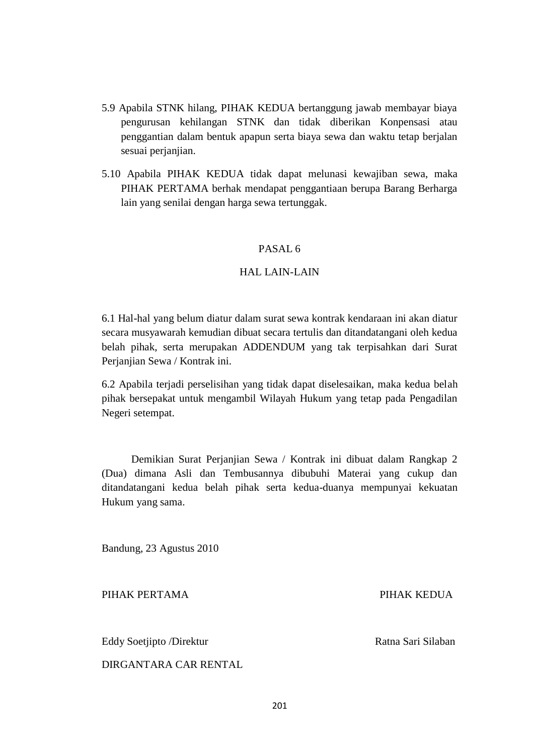5.9 Apabila STNK hilang, PIHAK KEDUA bertanggung jawab membayar biaya pengurusan kehilangan STNK dan tidak diberikan Konpensasi atau penggantian dalam bentuk apapun serta biaya sewa dan waktu tetap berjalan sesuai perjanjian.

5.10 Apabila PIHAK KEDUA tidak dapat melunasi kewajiban sewa, maka PIHAK PERTAMA berhak mendapat penggantiaan berupa Barang Berharga lain yang senilai dengan harga sewa tertunggak.

## PASAL 6

## HAL LAIN-LAIN

6.1 Hal-hal yang belum diatur dalam surat sewa kontrak kendaraan ini akan diatur secara musyawarah kemudian dibuat secara tertulis dan ditandatangani oleh kedua belah pihak, serta merupakan ADDENDUM yang tak terpisahkan dari Surat Perjanjian Sewa / Kontrak ini.

6.2 Apabila terjadi perselisihan yang tidak dapat diselesaikan, maka kedua belah pihak bersepakat untuk mengambil Wilayah Hukum yang tetap pada Pengadilan Negeri setempat.

Demikian Surat Perjanjian Sewa / Kontrak ini dibuat dalam Rangkap 2 (Dua) dimana Asli dan Tembusannya dibubuhi Materai yang cukup dan ditandatangani kedua belah pihak serta kedua-duanya mempunyai kekuatan Hukum yang sama.

Bandung, 23 Agustus 2010

PIHAK PERTAMA                                        PIHAK KEDUA

Eddy Soetjipto /Direktur                                Ratna Sari Silaban

DIRGANTARA CAR RENTAL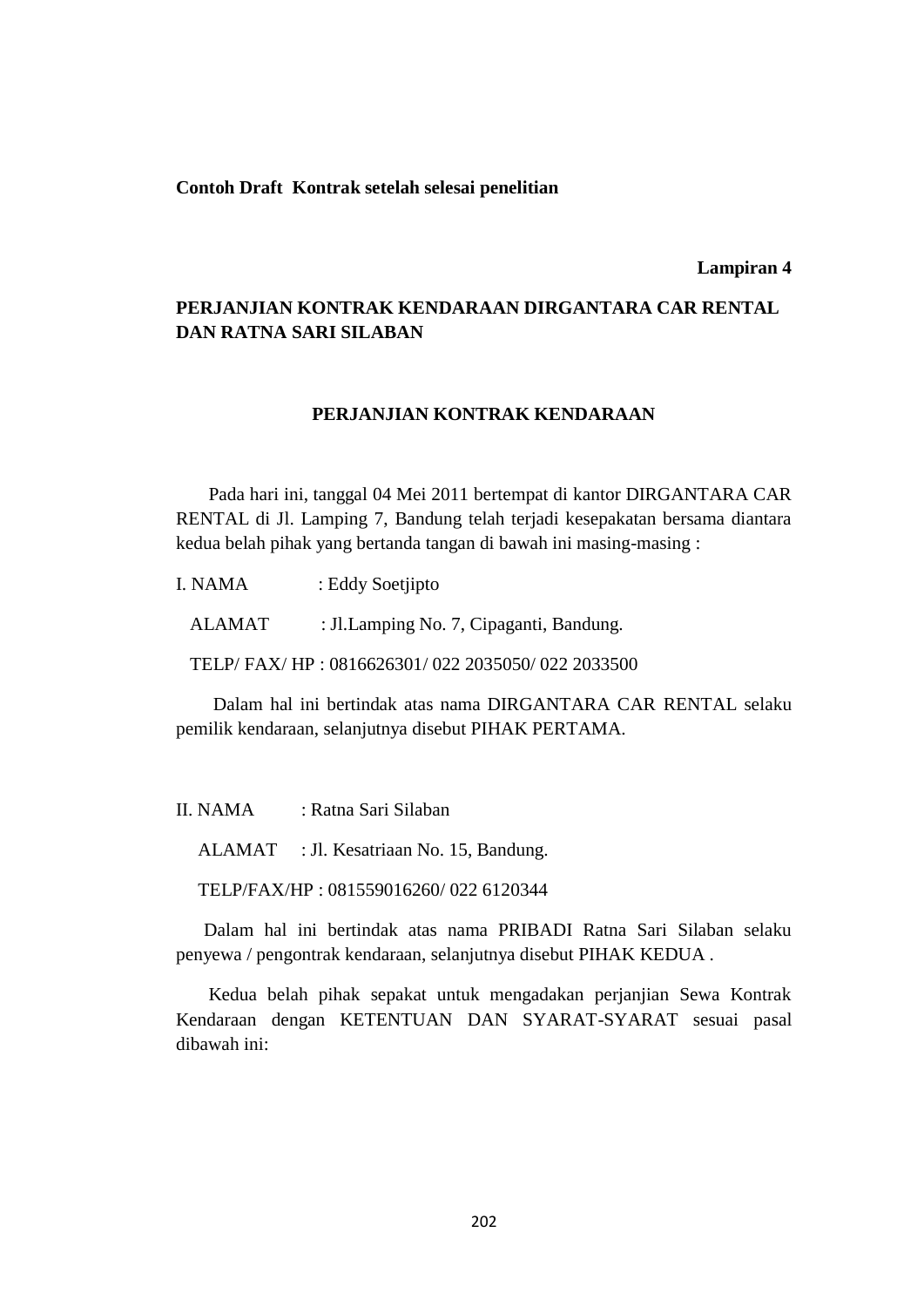**Contoh Draft Kontrak setelah selesai penelitian**

**Lampiran 4**

**PERJANJIAN KONTRAK KENDARAAN DIRGANTARA CAR RENTAL DAN RATNA SARI SILABAN**

**PERJANJIAN KONTRAK KENDARAAN**

Pada hari ini, tanggal 04 Mei 2011 bertempat di kantor DIRGANTARA CAR RENTAL di Jl. Lamping 7, Bandung telah terjadi kesepakatan bersama diantara kedua belah pihak yang bertanda tangan di bawah ini masing-masing :

I. NAMA : Eddy Soetjipto

ALAMAT : Jl.Lamping No. 7, Cipaganti, Bandung.

TELP/ FAX/ HP : 0816626301/ 022 2035050/ 022 2033500

Dalam hal ini bertindak atas nama DIRGANTARA CAR RENTAL selaku pemilik kendaraan, selanjutnya disebut PIHAK PERTAMA.

II. NAMA : Ratna Sari Silaban

ALAMAT : Jl. Kesatriaan No. 15, Bandung.

TELP/FAX/HP : 081559016260/ 022 6120344

Dalam hal ini bertindak atas nama PRIBADI Ratna Sari Silaban selaku penyewa / pengontrak kendaraan, selanjutnya disebut PIHAK KEDUA .

Kedua belah pihak sepakat untuk mengadakan perjanjian Sewa Kontrak Kendaraan dengan KETENTUAN DAN SYARAT-SYARAT sesuai pasal dibawah ini: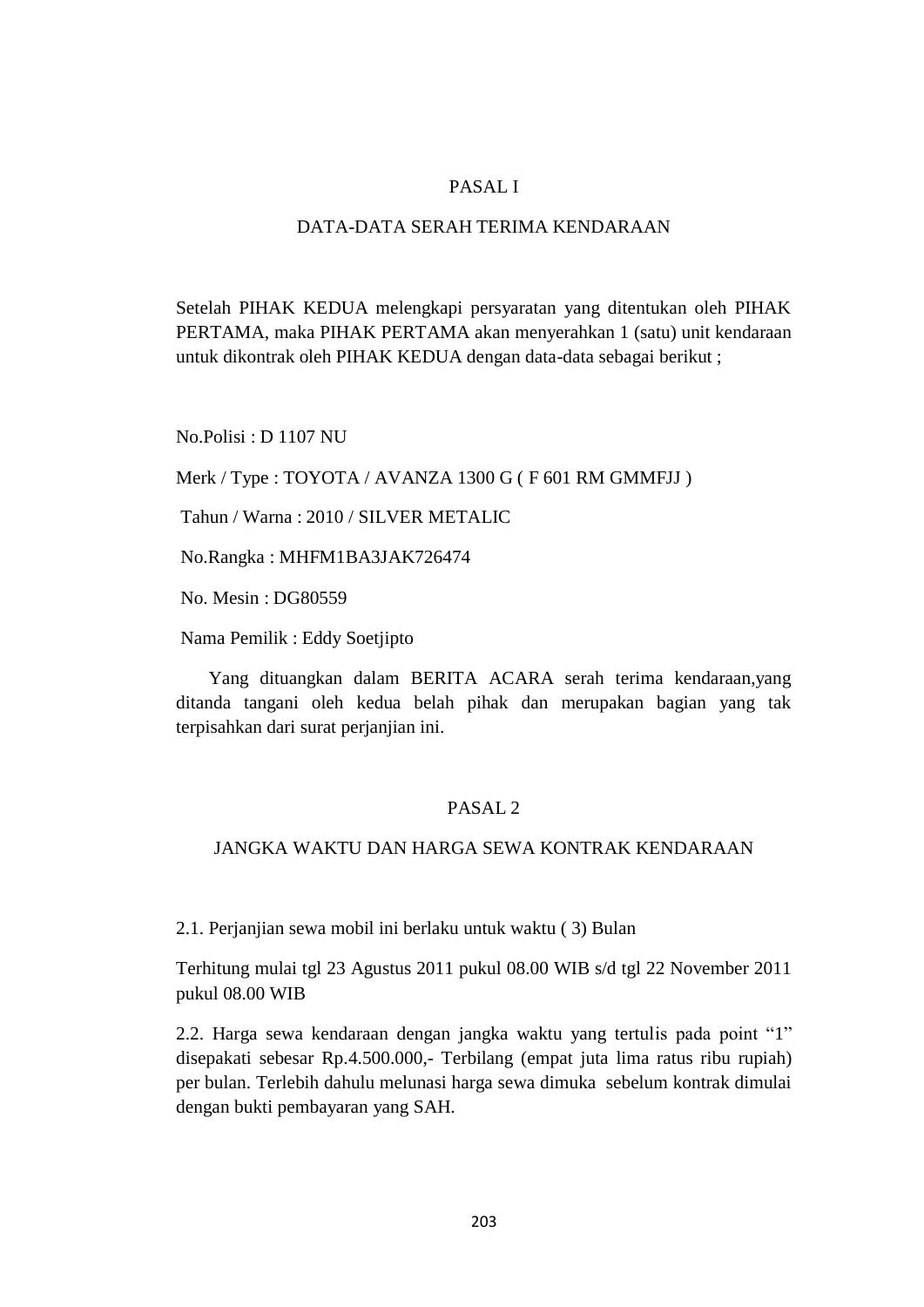## PASAL I

## DATA-DATA SERAH TERIMA KENDARAAN

Setelah PIHAK KEDUA melengkapi persyaratan yang ditentukan oleh PIHAK PERTAMA, maka PIHAK PERTAMA akan menyerahkan 1 (satu) unit kendaraan untuk dikontrak oleh PIHAK KEDUA dengan data-data sebagai berikut ;

No.Polisi : D 1107 NU

Merk / Type : TOYOTA / AVANZA 1300 G ( F 601 RM GMMFJJ )

Tahun / Warna : 2010 / SILVER METALIC

No.Rangka : MHFM1BA3JAK726474

No. Mesin : DG80559

Nama Pemilik : Eddy Soetjipto

Yang dituangkan dalam BERITA ACARA serah terima kendaraan,yang ditanda tangani oleh kedua belah pihak dan merupakan bagian yang tak terpisahkan dari surat perjanjian ini.

## PASAL 2

## JANGKA WAKTU DAN HARGA SEWA KONTRAK KENDARAAN

2.1. Perjanjian sewa mobil ini berlaku untuk waktu ( 3) Bulan

Terhitung mulai tgl 23 Agustus 2011 pukul 08.00 WIB s/d tgl 22 November 2011 pukul 08.00 WIB

2.2. Harga sewa kendaraan dengan jangka waktu yang tertulis pada point “1” disepakati sebesar Rp.4.500.000,- Terbilang (empat juta lima ratus ribu rupiah) per bulan. Terlebih dahulu melunasi harga sewa dimuka sebelum kontrak dimulai dengan bukti pembayaran yang SAH.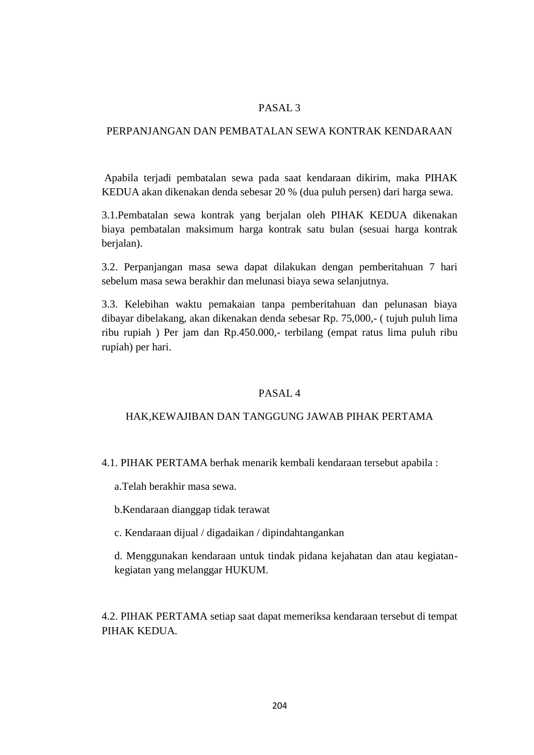## PASAL 3

## PERPANJANGAN DAN PEMBATALAN SEWA KONTRAK KENDARAAN

Apabila terjadi pembatalan sewa pada saat kendaraan dikirim, maka PIHAK KEDUA akan dikenakan denda sebesar 20 % (dua puluh persen) dari harga sewa.

3.1.Pembatalan sewa kontrak yang berjalan oleh PIHAK KEDUA dikenakan biaya pembatalan maksimum harga kontrak satu bulan (sesuai harga kontrak berjalan).

3.2. Perpanjangan masa sewa dapat dilakukan dengan pemberitahuan 7 hari sebelum masa sewa berakhir dan melunasi biaya sewa selanjutnya.

3.3. Kelebihan waktu pemakaian tanpa pemberitahuan dan pelunasan biaya dibayar dibelakang, akan dikenakan denda sebesar Rp. 75,000,- ( tujuh puluh lima ribu rupiah ) Per jam dan Rp.450.000,- terbilang (empat ratus lima puluh ribu rupiah) per hari.

## PASAL 4

## HAK,KEWAJIBAN DAN TANGGUNG JAWAB PIHAK PERTAMA

4.1. PIHAK PERTAMA berhak menarik kembali kendaraan tersebut apabila :

a.Telah berakhir masa sewa.

b.Kendaraan dianggap tidak terawat

c. Kendaraan dijual / digadaikan / dipindahtangankan

d. Menggunakan kendaraan untuk tindak pidana kejahatan dan atau kegiatan-kegiatan yang melanggar HUKUM.

4.2. PIHAK PERTAMA setiap saat dapat memeriksa kendaraan tersebut di tempat PIHAK KEDUA.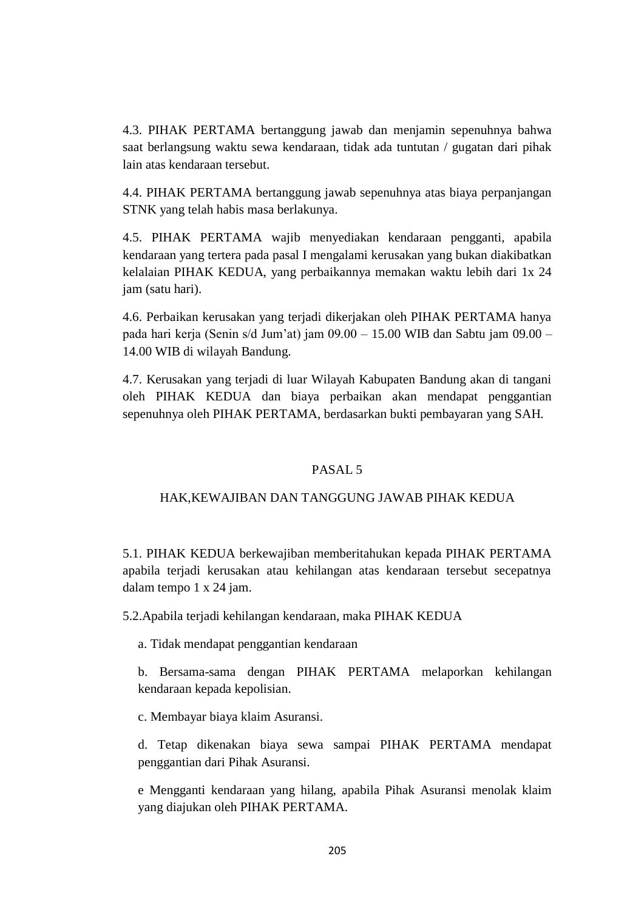4.3. PIHAK PERTAMA bertanggung jawab dan menjamin sepenuhnya bahwa saat berlangsung waktu sewa kendaraan, tidak ada tuntutan / gugatan dari pihak lain atas kendaraan tersebut.

4.4. PIHAK PERTAMA bertanggung jawab sepenuhnya atas biaya perpanjangan STNK yang telah habis masa berlakunya.

4.5. PIHAK PERTAMA wajib menyediakan kendaraan pengganti, apabila kendaraan yang tertera pada pasal I mengalami kerusakan yang bukan diakibatkan kelalaian PIHAK KEDUA, yang perbaikannya memakan waktu lebih dari 1x 24 jam (satu hari).

4.6. Perbaikan kerusakan yang terjadi dikerjakan oleh PIHAK PERTAMA hanya pada hari kerja (Senin s/d Jum'at) jam 09.00 – 15.00 WIB dan Sabtu jam 09.00 – 14.00 WIB di wilayah Bandung.

4.7. Kerusakan yang terjadi di luar Wilayah Kabupaten Bandung akan di tangani oleh PIHAK KEDUA dan biaya perbaikan akan mendapat penggantian sepenuhnya oleh PIHAK PERTAMA, berdasarkan bukti pembayaran yang SAH.

## PASAL 5

## HAK,KEWAJIBAN DAN TANGGUNG JAWAB PIHAK KEDUA

5.1. PIHAK KEDUA berkewajiban memberitahukan kepada PIHAK PERTAMA apabila terjadi kerusakan atau kehilangan atas kendaraan tersebut secepatnya dalam tempo 1 x 24 jam.

5.2.Apabila terjadi kehilangan kendaraan, maka PIHAK KEDUA

a. Tidak mendapat penggantian kendaraan

b. Bersama-sama dengan PIHAK PERTAMA melaporkan kehilangan kendaraan kepada kepolisian.

c. Membayar biaya klaim Asuransi.

d. Tetap dikenakan biaya sewa sampai PIHAK PERTAMA mendapat penggantian dari Pihak Asuransi.

e Mengganti kendaraan yang hilang, apabila Pihak Asuransi menolak klaim yang diajukan oleh PIHAK PERTAMA.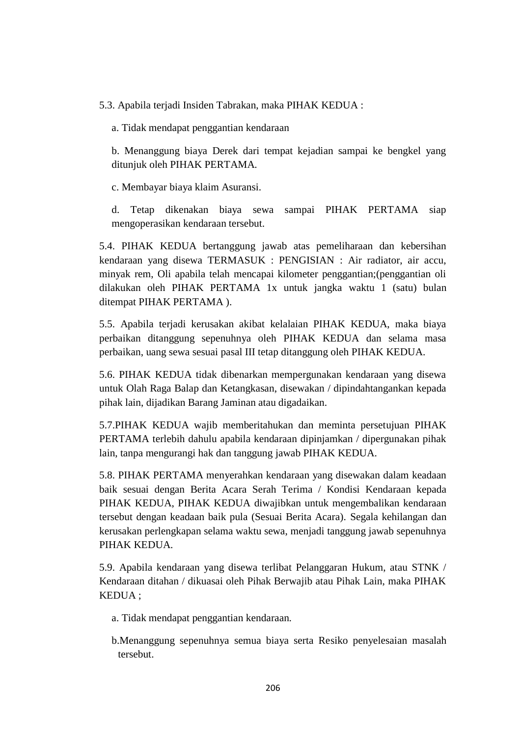5.3. Apabila terjadi Insiden Tabrakan, maka PIHAK KEDUA :

a. Tidak mendapat penggantian kendaraan

b. Menanggung biaya Derek dari tempat kejadian sampai ke bengkel yang ditunjuk oleh PIHAK PERTAMA.

c. Membayar biaya klaim Asuransi.

d. Tetap dikenakan biaya sewa sampai PIHAK PERTAMA siap mengoperasikan kendaraan tersebut.

5.4. PIHAK KEDUA bertanggung jawab atas pemeliharaan dan kebersihan kendaraan yang disewa TERMASUK : PENGISIAN : Air radiator, air accu, minyak rem, Oli apabila telah mencapai kilometer penggantian;(penggantian oli dilakukan oleh PIHAK PERTAMA 1x untuk jangka waktu 1 (satu) bulan ditempat PIHAK PERTAMA ).

5.5. Apabila terjadi kerusakan akibat kelalaian PIHAK KEDUA, maka biaya perbaikan ditanggung sepenuhnya oleh PIHAK KEDUA dan selama masa perbaikan, uang sewa sesuai pasal III tetap ditanggung oleh PIHAK KEDUA.

5.6. PIHAK KEDUA tidak dibenarkan mempergunakan kendaraan yang disewa untuk Olah Raga Balap dan Ketangkasan, disewakan / dipindahtangankan kepada pihak lain, dijadikan Barang Jaminan atau digadaikan.

5.7.PIHAK KEDUA wajib memberitahukan dan meminta persetujuan PIHAK PERTAMA terlebih dahulu apabila kendaraan dipinjamkan / dipergunakan pihak lain, tanpa mengurangi hak dan tanggung jawab PIHAK KEDUA.

5.8. PIHAK PERTAMA menyerahkan kendaraan yang disewakan dalam keadaan baik sesuai dengan Berita Acara Serah Terima / Kondisi Kendaraan kepada PIHAK KEDUA, PIHAK KEDUA diwajibkan untuk mengembalikan kendaraan tersebut dengan keadaan baik pula (Sesuai Berita Acara). Segala kehilangan dan kerusakan perlengkapan selama waktu sewa, menjadi tanggung jawab sepenuhnya PIHAK KEDUA.

5.9. Apabila kendaraan yang disewa terlibat Pelanggaran Hukum, atau STNK / Kendaraan ditahan / dikuasai oleh Pihak Berwajib atau Pihak Lain, maka PIHAK KEDUA ;

a. Tidak mendapat penggantian kendaraan.

b.Menanggung sepenuhnya semua biaya serta Resiko penyelesaian masalah tersebut.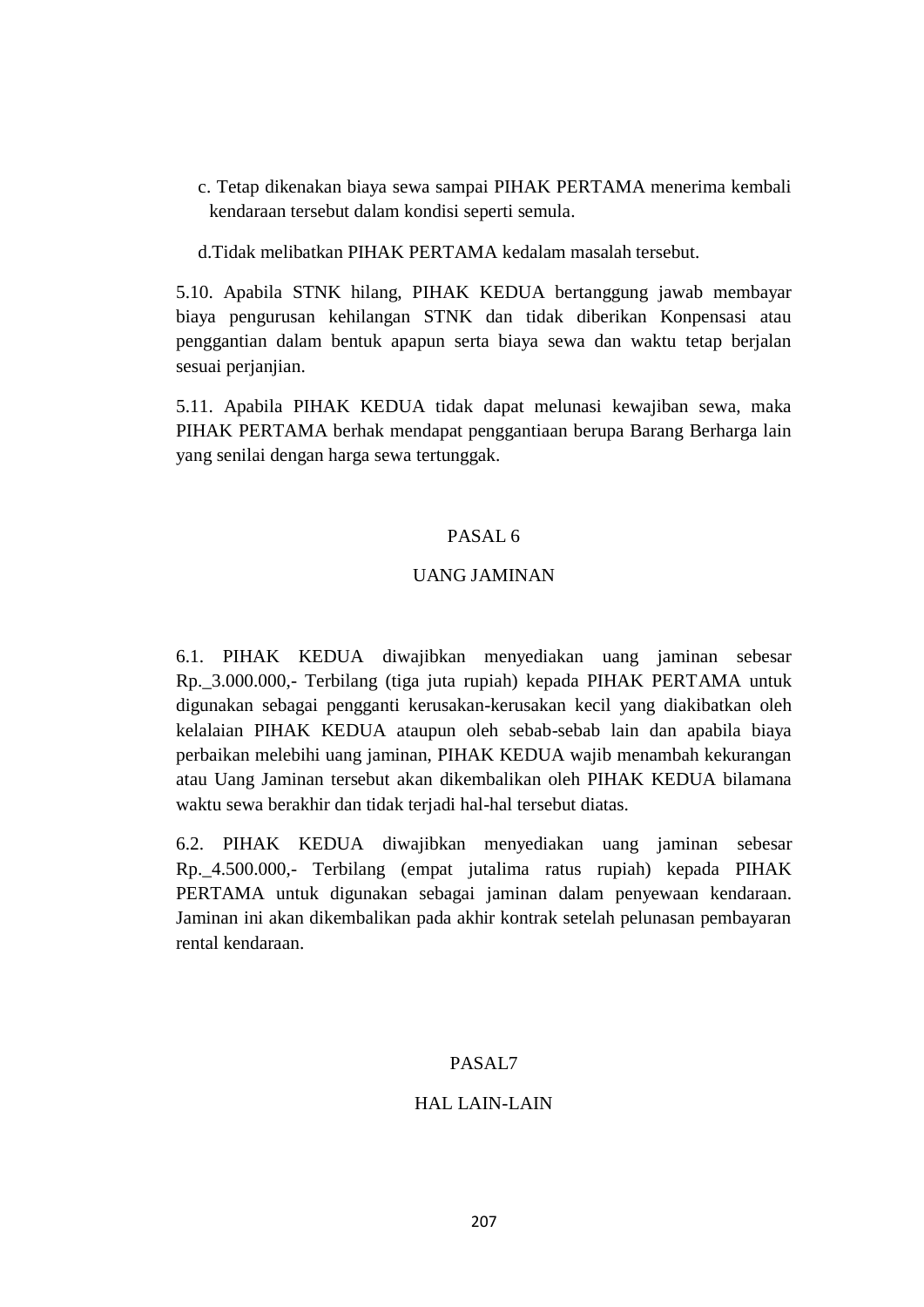c. Tetap dikenakan biaya sewa sampai PIHAK PERTAMA menerima kembali kendaraan tersebut dalam kondisi seperti semula.

d.Tidak melibatkan PIHAK PERTAMA kedalam masalah tersebut.

5.10. Apabila STNK hilang, PIHAK KEDUA bertanggung jawab membayar biaya pengurusan kehilangan STNK dan tidak diberikan Konpensasi atau penggantian dalam bentuk apapun serta biaya sewa dan waktu tetap berjalan sesuai perjanjian.

5.11. Apabila PIHAK KEDUA tidak dapat melunasi kewajiban sewa, maka PIHAK PERTAMA berhak mendapat penggantiaan berupa Barang Berharga lain yang senilai dengan harga sewa tertunggak.

## PASAL 6

## UANG JAMINAN

6.1. PIHAK KEDUA diwajibkan menyediakan uang jaminan sebesar Rp._3.000.000,- Terbilang (tiga juta rupiah) kepada PIHAK PERTAMA untuk digunakan sebagai pengganti kerusakan-kerusakan kecil yang diakibatkan oleh kelalaian PIHAK KEDUA ataupun oleh sebab-sebab lain dan apabila biaya perbaikan melebihi uang jaminan, PIHAK KEDUA wajib menambah kekurangan atau Uang Jaminan tersebut akan dikembalikan oleh PIHAK KEDUA bilamana waktu sewa berakhir dan tidak terjadi hal-hal tersebut diatas.

6.2. PIHAK KEDUA diwajibkan menyediakan uang jaminan sebesar Rp._4.500.000,- Terbilang (empat jutalima ratus rupiah) kepada PIHAK PERTAMA untuk digunakan sebagai jaminan dalam penyewaan kendaraan. Jaminan ini akan dikembalikan pada akhir kontrak setelah pelunasan pembayaran rental kendaraan.

## PASAL7

## HAL LAIN-LAIN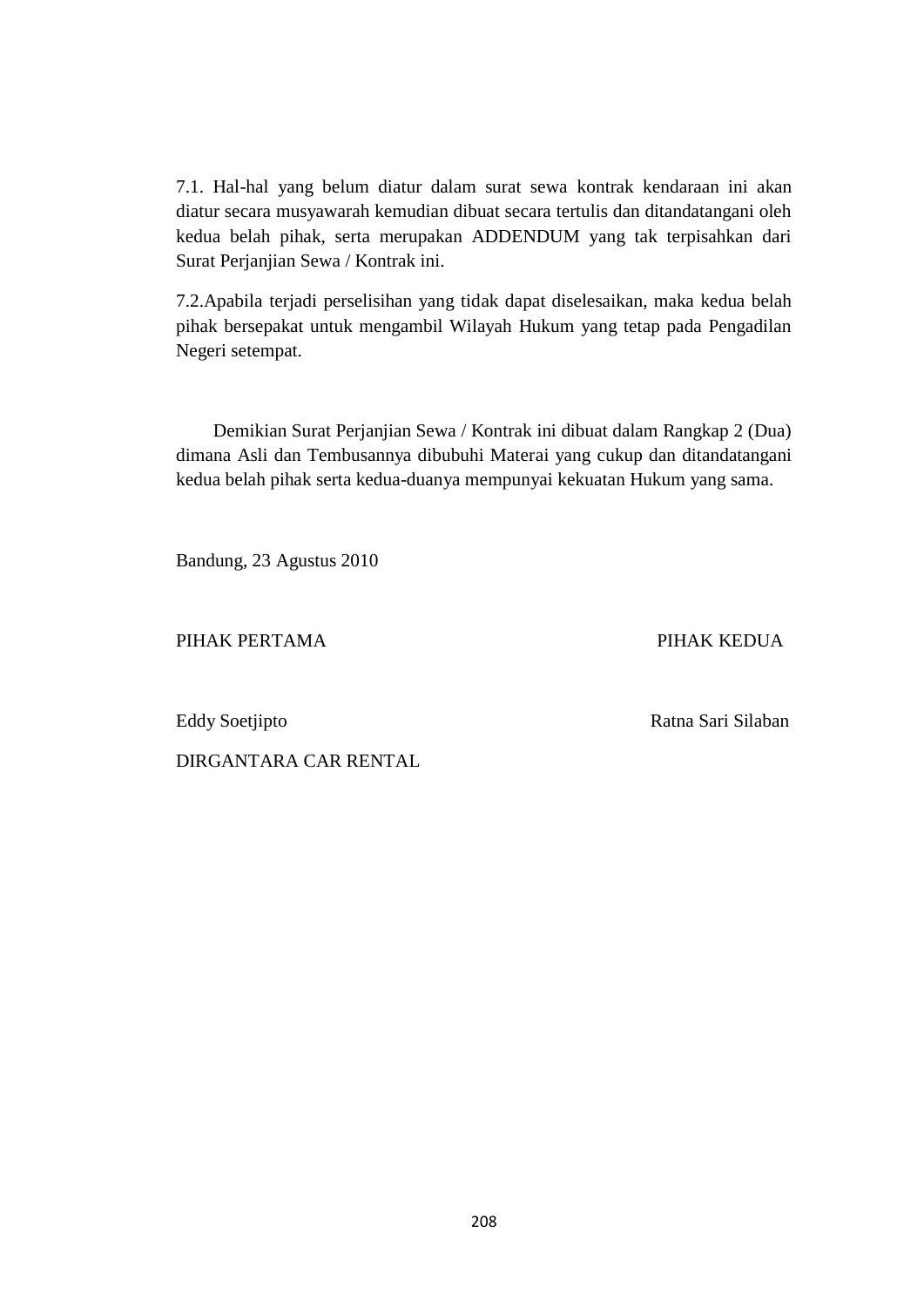7.1. Hal-hal yang belum diatur dalam surat sewa kontrak kendaraan ini akan diatur secara musyawarah kemudian dibuat secara tertulis dan ditandatangani oleh kedua belah pihak, serta merupakan ADDENDUM yang tak terpisahkan dari Surat Perjanjian Sewa / Kontrak ini.

7.2.Apabila terjadi perselisihan yang tidak dapat diselesaikan, maka kedua belah pihak bersepakat untuk mengambil Wilayah Hukum yang tetap pada Pengadilan Negeri setempat.

Demikian Surat Perjanjian Sewa / Kontrak ini dibuat dalam Rangkap 2 (Dua) dimana Asli dan Tembusannya dibubuhi Materai yang cukup dan ditandatangani kedua belah pihak serta kedua-duanya mempunyai kekuatan Hukum yang sama.

Bandung, 23 Agustus 2010

| PIHAK PERTAMA | PIHAK KEDUA |
| --- | --- |
| Eddy Soetjipto | Ratna Sari Silaban |
| DIRGANTARA CAR RENTAL | |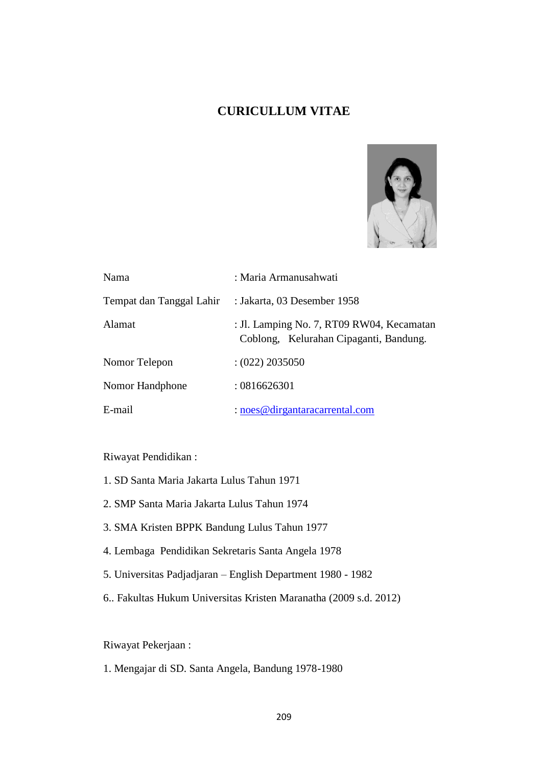# CURICULLUM VITAE

| | |
|---|---|
| Nama | : Maria Armanusahwati |
| Tempat dan Tanggal Lahir | : Jakarta, 03 Desember 1958 |
| Alamat | : Jl. Lamping No. 7, RT09 RW04, Kecamatan Coblong, Kelurahan Cipaganti, Bandung. |
| Nomor Telepon | : (022) 2035050 |
| Nomor Handphone | : 0816626301 |
| E-mail | : noes@dirgantaracarrental.com |

Riwayat Pendidikan :

1. SD Santa Maria Jakarta Lulus Tahun 1971
2. SMP Santa Maria Jakarta Lulus Tahun 1974
3. SMA Kristen BPPK Bandung Lulus Tahun 1977
4. Lembaga Pendidikan Sekretaris Santa Angela 1978
5. Universitas Padjadjaran – English Department 1980 - 1982
6. Fakultas Hukum Universitas Kristen Maranatha (2009 s.d. 2012)

Riwayat Pekerjaan :

1. Mengajar di SD. Santa Angela, Bandung 1978-1980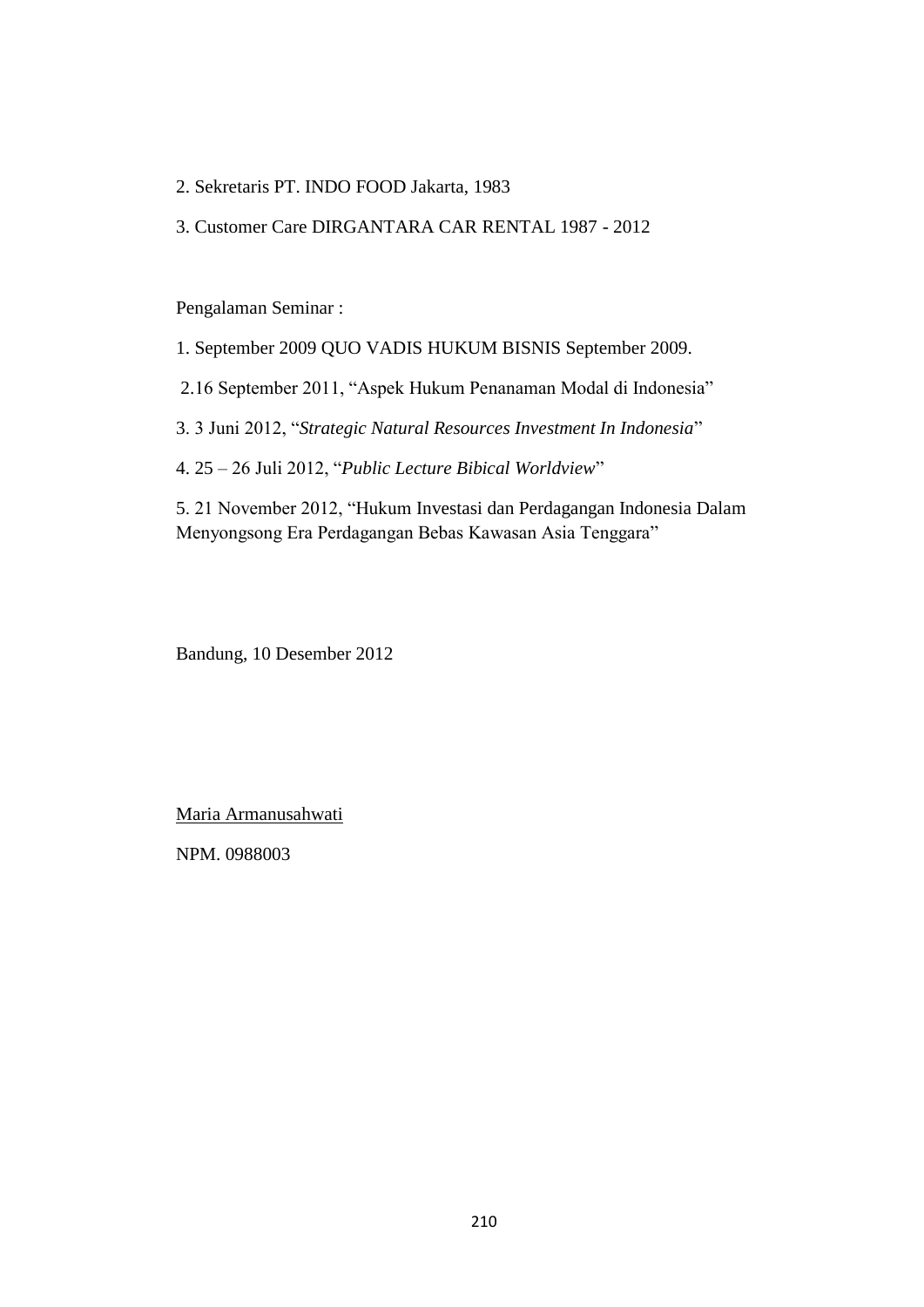2. Sekretaris PT. INDO FOOD Jakarta, 1983

3. Customer Care DIRGANTARA CAR RENTAL 1987 - 2012

Pengalaman Seminar :

1. September 2009 QUO VADIS HUKUM BISNIS September 2009.

2.16 September 2011, "Aspek Hukum Penanaman Modal di Indonesia"

3. 3 Juni 2012, "*Strategic Natural Resources Investment In Indonesia*"

4. 25 – 26 Juli 2012, "*Public Lecture Bibical Worldview*"

5. 21 November 2012, "Hukum Investasi dan Perdagangan Indonesia Dalam Menyongsong Era Perdagangan Bebas Kawasan Asia Tenggara"

Bandung, 10 Desember 2012

Maria Armanusahwati

NPM. 0988003